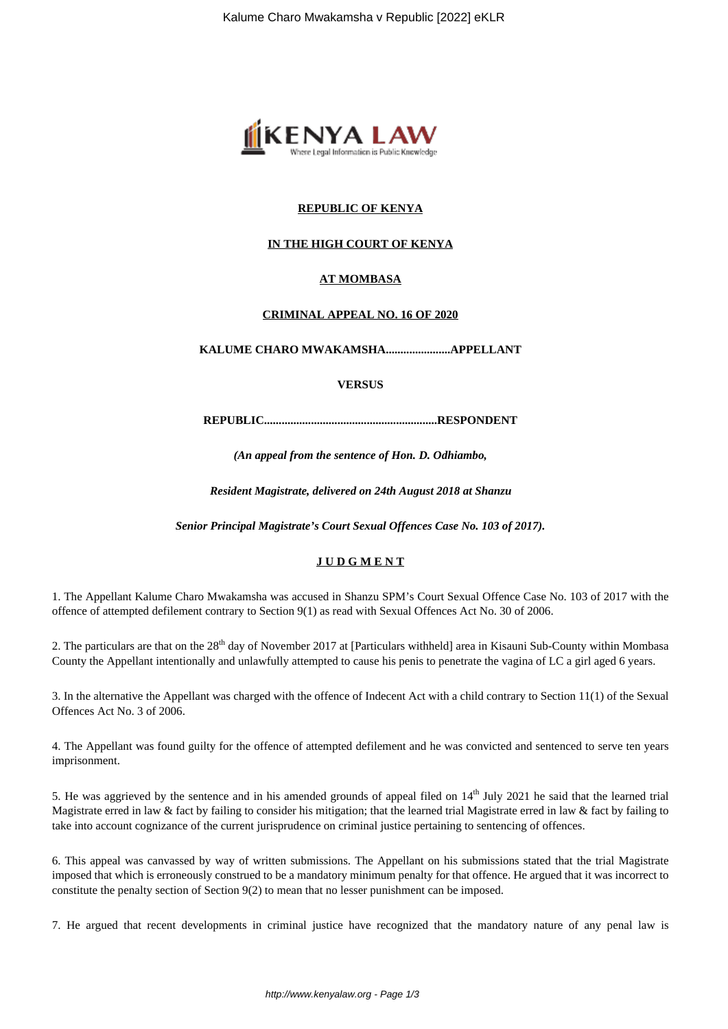**REPUBLIC OF KENYA**

**IN THE HIGH COURT OF KENYA**

**AT MOMBASA**

**CRIMINAL APPEAL NO. 16 OF 2020**

**KALUME CHARO MWAKAMSHA......................APPELLANT**

**VERSUS**

**REPUBLIC...........................................................RESPONDENT**

***(An appeal from the sentence of Hon. D. Odhiambo,***

***Resident Magistrate, delivered on 24th August 2018 at Shanzu***

***Senior Principal Magistrate's Court Sexual Offences Case No. 103 of 2017).***

**JUDGMENT**

1. The Appellant Kalume Charo Mwakamsha was accused in Shanzu SPM's Court Sexual Offence Case No. 103 of 2017 with the offence of attempted defilement contrary to Section 9(1) as read with Sexual Offences Act No. 30 of 2006.

2. The particulars are that on the 28th day of November 2017 at [Particulars withheld] area in Kisauni Sub-County within Mombasa County the Appellant intentionally and unlawfully attempted to cause his penis to penetrate the vagina of LC a girl aged 6 years.

3. In the alternative the Appellant was charged with the offence of Indecent Act with a child contrary to Section 11(1) of the Sexual Offences Act No. 3 of 2006.

4. The Appellant was found guilty for the offence of attempted defilement and he was convicted and sentenced to serve ten years imprisonment.

5. He was aggrieved by the sentence and in his amended grounds of appeal filed on 14th July 2021 he said that the learned trial Magistrate erred in law & fact by failing to consider his mitigation; that the learned trial Magistrate erred in law & fact by failing to take into account cognizance of the current jurisprudence on criminal justice pertaining to sentencing of offences.

6. This appeal was canvassed by way of written submissions. The Appellant on his submissions stated that the trial Magistrate imposed that which is erroneously construed to be a mandatory minimum penalty for that offence. He argued that it was incorrect to constitute the penalty section of Section 9(2) to mean that no lesser punishment can be imposed.

7. He argued that recent developments in criminal justice have recognized that the mandatory nature of any penal law is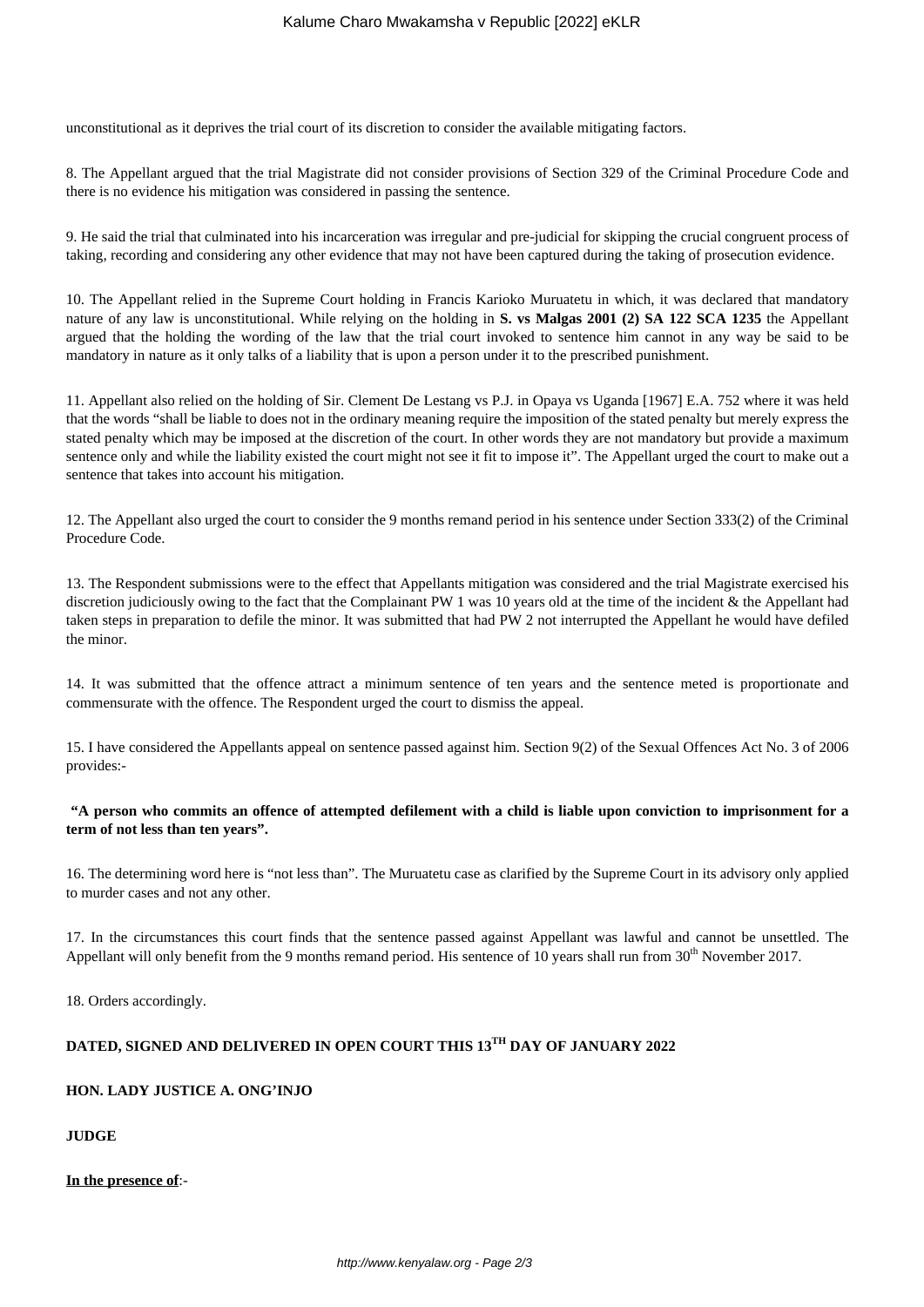unconstitutional as it deprives the trial court of its discretion to consider the available mitigating factors.

8. The Appellant argued that the trial Magistrate did not consider provisions of Section 329 of the Criminal Procedure Code and there is no evidence his mitigation was considered in passing the sentence.

9. He said the trial that culminated into his incarceration was irregular and pre-judicial for skipping the crucial congruent process of taking, recording and considering any other evidence that may not have been captured during the taking of prosecution evidence.

10. The Appellant relied in the Supreme Court holding in Francis Karioko Muruatetu in which, it was declared that mandatory nature of any law is unconstitutional. While relying on the holding in **S. vs Malgas 2001 (2) SA 122 SCA 1235** the Appellant argued that the holding the wording of the law that the trial court invoked to sentence him cannot in any way be said to be mandatory in nature as it only talks of a liability that is upon a person under it to the prescribed punishment.

11. Appellant also relied on the holding of Sir. Clement De Lestang vs P.J. in Opaya vs Uganda [1967] E.A. 752 where it was held that the words "shall be liable to does not in the ordinary meaning require the imposition of the stated penalty but merely express the stated penalty which may be imposed at the discretion of the court. In other words they are not mandatory but provide a maximum sentence only and while the liability existed the court might not see it fit to impose it". The Appellant urged the court to make out a sentence that takes into account his mitigation.

12. The Appellant also urged the court to consider the 9 months remand period in his sentence under Section 333(2) of the Criminal Procedure Code.

13. The Respondent submissions were to the effect that Appellants mitigation was considered and the trial Magistrate exercised his discretion judiciously owing to the fact that the Complainant PW 1 was 10 years old at the time of the incident & the Appellant had taken steps in preparation to defile the minor. It was submitted that had PW 2 not interrupted the Appellant he would have defiled the minor.

14. It was submitted that the offence attract a minimum sentence of ten years and the sentence meted is proportionate and commensurate with the offence. The Respondent urged the court to dismiss the appeal.

15. I have considered the Appellants appeal on sentence passed against him. Section 9(2) of the Sexual Offences Act No. 3 of 2006 provides:-

**"A person who commits an offence of attempted defilement with a child is liable upon conviction to imprisonment for a term of not less than ten years".**

16. The determining word here is "not less than". The Muruatetu case as clarified by the Supreme Court in its advisory only applied to murder cases and not any other.

17. In the circumstances this court finds that the sentence passed against Appellant was lawful and cannot be unsettled. The Appellant will only benefit from the 9 months remand period. His sentence of 10 years shall run from 30th November 2017.

18. Orders accordingly.

**DATED, SIGNED AND DELIVERED IN OPEN COURT THIS 13TH DAY OF JANUARY 2022**

**HON. LADY JUSTICE A. ONG'INJO**

**JUDGE**

**In the presence of**:-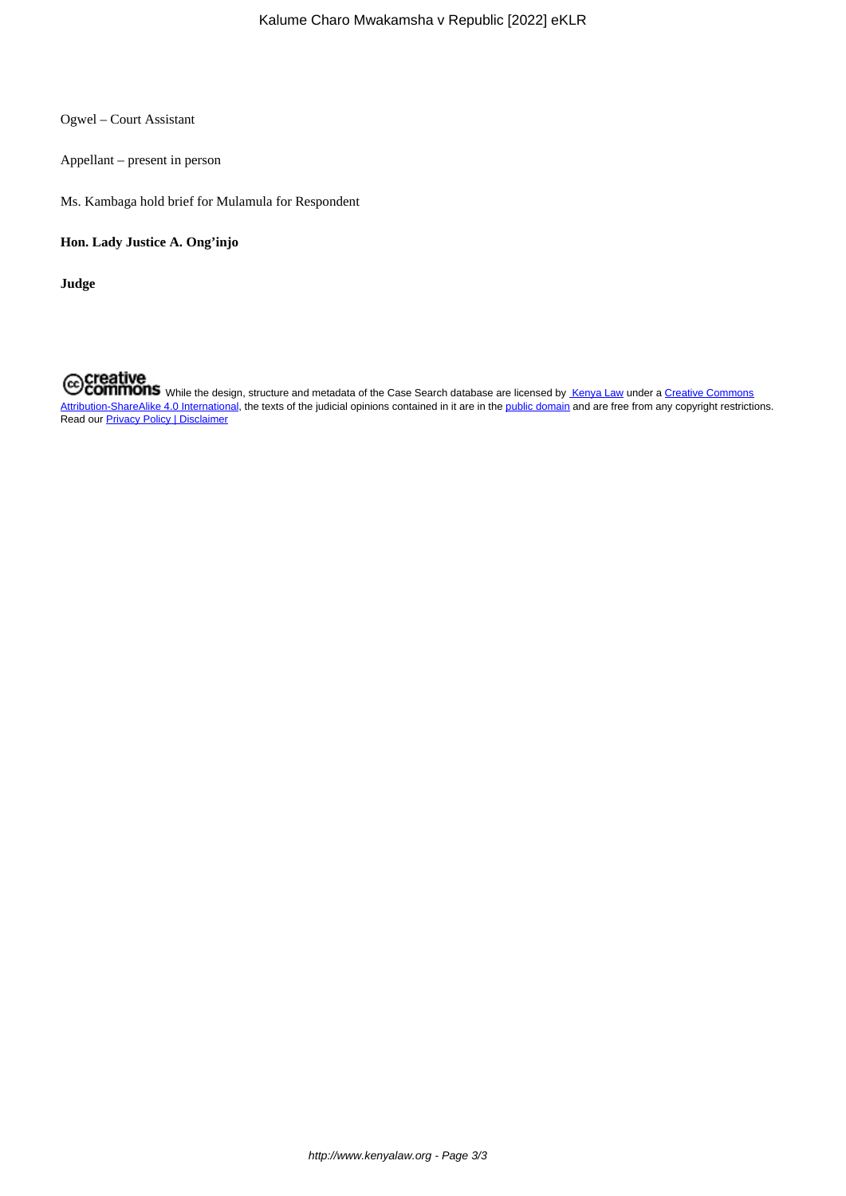Ogwel – Court Assistant

Appellant – present in person

Ms. Kambaga hold brief for Mulamula for Respondent

**Hon. Lady Justice A. Ong'injo**

**Judge**

While the design, structure and metadata of the Case Search database are licensed by Kenya Law under a Creative Commons Attribution-ShareAlike 4.0 International, the texts of the judicial opinions contained in it are in the public domain and are free from any copyright restrictions. Read our Privacy Policy | Disclaimer